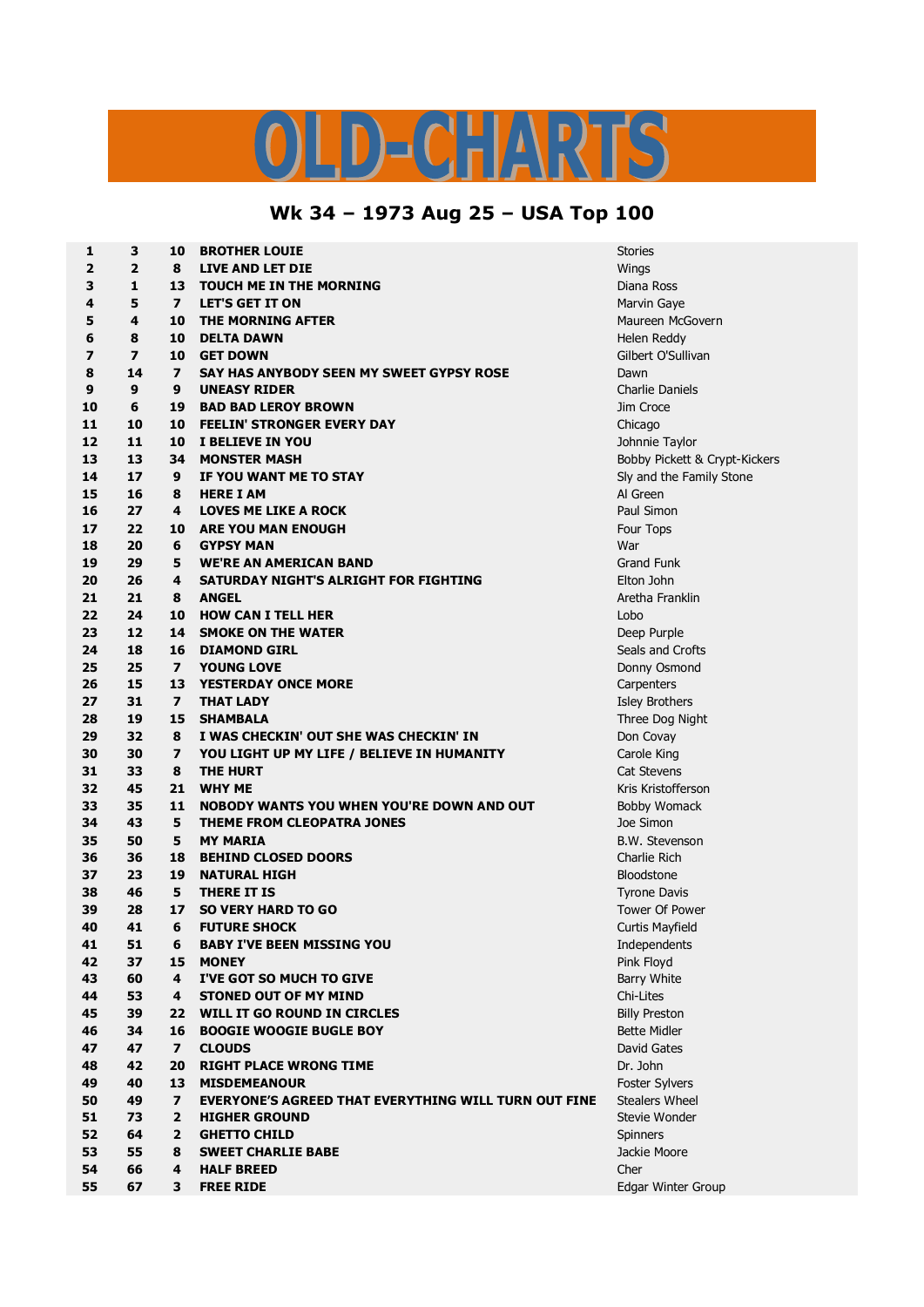# OLD-CHARTS

## Wk 34 – 1973 Aug 25 – USA Top 100

| | | | | |
|---|---|---|---|---|
| 1 | 3 | 10 | BROTHER LOUIE | Stories |
| 2 | 2 | 8 | LIVE AND LET DIE | Wings |
| 3 | 1 | 13 | TOUCH ME IN THE MORNING | Diana Ross |
| 4 | 5 | 7 | LET'S GET IT ON | Marvin Gaye |
| 5 | 4 | 10 | THE MORNING AFTER | Maureen McGovern |
| 6 | 8 | 10 | DELTA DAWN | Helen Reddy |
| 7 | 7 | 10 | GET DOWN | Gilbert O'Sullivan |
| 8 | 14 | 7 | SAY HAS ANYBODY SEEN MY SWEET GYPSY ROSE | Dawn |
| 9 | 9 | 9 | UNEASY RIDER | Charlie Daniels |
| 10 | 6 | 19 | BAD BAD LEROY BROWN | Jim Croce |
| 11 | 10 | 10 | FEELIN' STRONGER EVERY DAY | Chicago |
| 12 | 11 | 10 | I BELIEVE IN YOU | Johnnie Taylor |
| 13 | 13 | 34 | MONSTER MASH | Bobby Pickett & Crypt-Kickers |
| 14 | 17 | 9 | IF YOU WANT ME TO STAY | Sly and the Family Stone |
| 15 | 16 | 8 | HERE I AM | Al Green |
| 16 | 27 | 4 | LOVES ME LIKE A ROCK | Paul Simon |
| 17 | 22 | 10 | ARE YOU MAN ENOUGH | Four Tops |
| 18 | 20 | 6 | GYPSY MAN | War |
| 19 | 29 | 5 | WE'RE AN AMERICAN BAND | Grand Funk |
| 20 | 26 | 4 | SATURDAY NIGHT'S ALRIGHT FOR FIGHTING | Elton John |
| 21 | 21 | 8 | ANGEL | Aretha Franklin |
| 22 | 24 | 10 | HOW CAN I TELL HER | Lobo |
| 23 | 12 | 14 | SMOKE ON THE WATER | Deep Purple |
| 24 | 18 | 16 | DIAMOND GIRL | Seals and Crofts |
| 25 | 25 | 7 | YOUNG LOVE | Donny Osmond |
| 26 | 15 | 13 | YESTERDAY ONCE MORE | Carpenters |
| 27 | 31 | 7 | THAT LADY | Isley Brothers |
| 28 | 19 | 15 | SHAMBALA | Three Dog Night |
| 29 | 32 | 8 | I WAS CHECKIN' OUT SHE WAS CHECKIN' IN | Don Covay |
| 30 | 30 | 7 | YOU LIGHT UP MY LIFE / BELIEVE IN HUMANITY | Carole King |
| 31 | 33 | 8 | THE HURT | Cat Stevens |
| 32 | 45 | 21 | WHY ME | Kris Kristofferson |
| 33 | 35 | 11 | NOBODY WANTS YOU WHEN YOU'RE DOWN AND OUT | Bobby Womack |
| 34 | 43 | 5 | THEME FROM CLEOPATRA JONES | Joe Simon |
| 35 | 50 | 5 | MY MARIA | B.W. Stevenson |
| 36 | 36 | 18 | BEHIND CLOSED DOORS | Charlie Rich |
| 37 | 23 | 19 | NATURAL HIGH | Bloodstone |
| 38 | 46 | 5 | THERE IT IS | Tyrone Davis |
| 39 | 28 | 17 | SO VERY HARD TO GO | Tower Of Power |
| 40 | 41 | 6 | FUTURE SHOCK | Curtis Mayfield |
| 41 | 51 | 6 | BABY I'VE BEEN MISSING YOU | Independents |
| 42 | 37 | 15 | MONEY | Pink Floyd |
| 43 | 60 | 4 | I'VE GOT SO MUCH TO GIVE | Barry White |
| 44 | 53 | 4 | STONED OUT OF MY MIND | Chi-Lites |
| 45 | 39 | 22 | WILL IT GO ROUND IN CIRCLES | Billy Preston |
| 46 | 34 | 16 | BOOGIE WOOGIE BUGLE BOY | Bette Midler |
| 47 | 47 | 7 | CLOUDS | David Gates |
| 48 | 42 | 20 | RIGHT PLACE WRONG TIME | Dr. John |
| 49 | 40 | 13 | MISDEMEANOUR | Foster Sylvers |
| 50 | 49 | 7 | EVERYONE'S AGREED THAT EVERYTHING WILL TURN OUT FINE | Stealers Wheel |
| 51 | 73 | 2 | HIGHER GROUND | Stevie Wonder |
| 52 | 64 | 2 | GHETTO CHILD | Spinners |
| 53 | 55 | 8 | SWEET CHARLIE BABE | Jackie Moore |
| 54 | 66 | 4 | HALF BREED | Cher |
| 55 | 67 | 3 | FREE RIDE | Edgar Winter Group |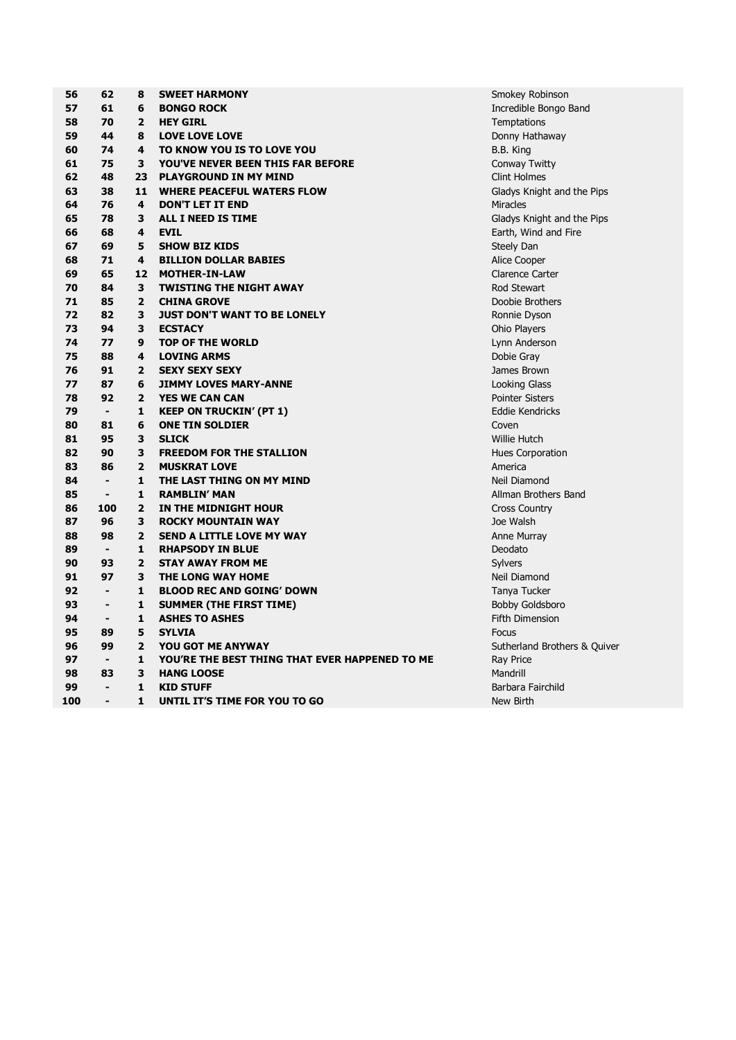| | | | | |
|---|---|---|---|---|
| **56** | **62** | **8** | **SWEET HARMONY** | Smokey Robinson |
| **57** | **61** | **6** | **BONGO ROCK** | Incredible Bongo Band |
| **58** | **70** | **2** | **HEY GIRL** | Temptations |
| **59** | **44** | **8** | **LOVE LOVE LOVE** | Donny Hathaway |
| **60** | **74** | **4** | **TO KNOW YOU IS TO LOVE YOU** | B.B. King |
| **61** | **75** | **3** | **YOU'VE NEVER BEEN THIS FAR BEFORE** | Conway Twitty |
| **62** | **48** | **23** | **PLAYGROUND IN MY MIND** | Clint Holmes |
| **63** | **38** | **11** | **WHERE PEACEFUL WATERS FLOW** | Gladys Knight and the Pips |
| **64** | **76** | **4** | **DON'T LET IT END** | Miracles |
| **65** | **78** | **3** | **ALL I NEED IS TIME** | Gladys Knight and the Pips |
| **66** | **68** | **4** | **EVIL** | Earth, Wind and Fire |
| **67** | **69** | **5** | **SHOW BIZ KIDS** | Steely Dan |
| **68** | **71** | **4** | **BILLION DOLLAR BABIES** | Alice Cooper |
| **69** | **65** | **12** | **MOTHER-IN-LAW** | Clarence Carter |
| **70** | **84** | **3** | **TWISTING THE NIGHT AWAY** | Rod Stewart |
| **71** | **85** | **2** | **CHINA GROVE** | Doobie Brothers |
| **72** | **82** | **3** | **JUST DON'T WANT TO BE LONELY** | Ronnie Dyson |
| **73** | **94** | **3** | **ECSTACY** | Ohio Players |
| **74** | **77** | **9** | **TOP OF THE WORLD** | Lynn Anderson |
| **75** | **88** | **4** | **LOVING ARMS** | Dobie Gray |
| **76** | **91** | **2** | **SEXY SEXY SEXY** | James Brown |
| **77** | **87** | **6** | **JIMMY LOVES MARY-ANNE** | Looking Glass |
| **78** | **92** | **2** | **YES WE CAN CAN** | Pointer Sisters |
| **79** | **-** | **1** | **KEEP ON TRUCKIN' (PT 1)** | Eddie Kendricks |
| **80** | **81** | **6** | **ONE TIN SOLDIER** | Coven |
| **81** | **95** | **3** | **SLICK** | Willie Hutch |
| **82** | **90** | **3** | **FREEDOM FOR THE STALLION** | Hues Corporation |
| **83** | **86** | **2** | **MUSKRAT LOVE** | America |
| **84** | **-** | **1** | **THE LAST THING ON MY MIND** | Neil Diamond |
| **85** | **-** | **1** | **RAMBLIN' MAN** | Allman Brothers Band |
| **86** | **100** | **2** | **IN THE MIDNIGHT HOUR** | Cross Country |
| **87** | **96** | **3** | **ROCKY MOUNTAIN WAY** | Joe Walsh |
| **88** | **98** | **2** | **SEND A LITTLE LOVE MY WAY** | Anne Murray |
| **89** | **-** | **1** | **RHAPSODY IN BLUE** | Deodato |
| **90** | **93** | **2** | **STAY AWAY FROM ME** | Sylvers |
| **91** | **97** | **3** | **THE LONG WAY HOME** | Neil Diamond |
| **92** | **-** | **1** | **BLOOD REC AND GOING' DOWN** | Tanya Tucker |
| **93** | **-** | **1** | **SUMMER (THE FIRST TIME)** | Bobby Goldsboro |
| **94** | **-** | **1** | **ASHES TO ASHES** | Fifth Dimension |
| **95** | **89** | **5** | **SYLVIA** | Focus |
| **96** | **99** | **2** | **YOU GOT ME ANYWAY** | Sutherland Brothers & Quiver |
| **97** | **-** | **1** | **YOU'RE THE BEST THING THAT EVER HAPPENED TO ME** | Ray Price |
| **98** | **83** | **3** | **HANG LOOSE** | Mandrill |
| **99** | **-** | **1** | **KID STUFF** | Barbara Fairchild |
| **100** | **-** | **1** | **UNTIL IT'S TIME FOR YOU TO GO** | New Birth |